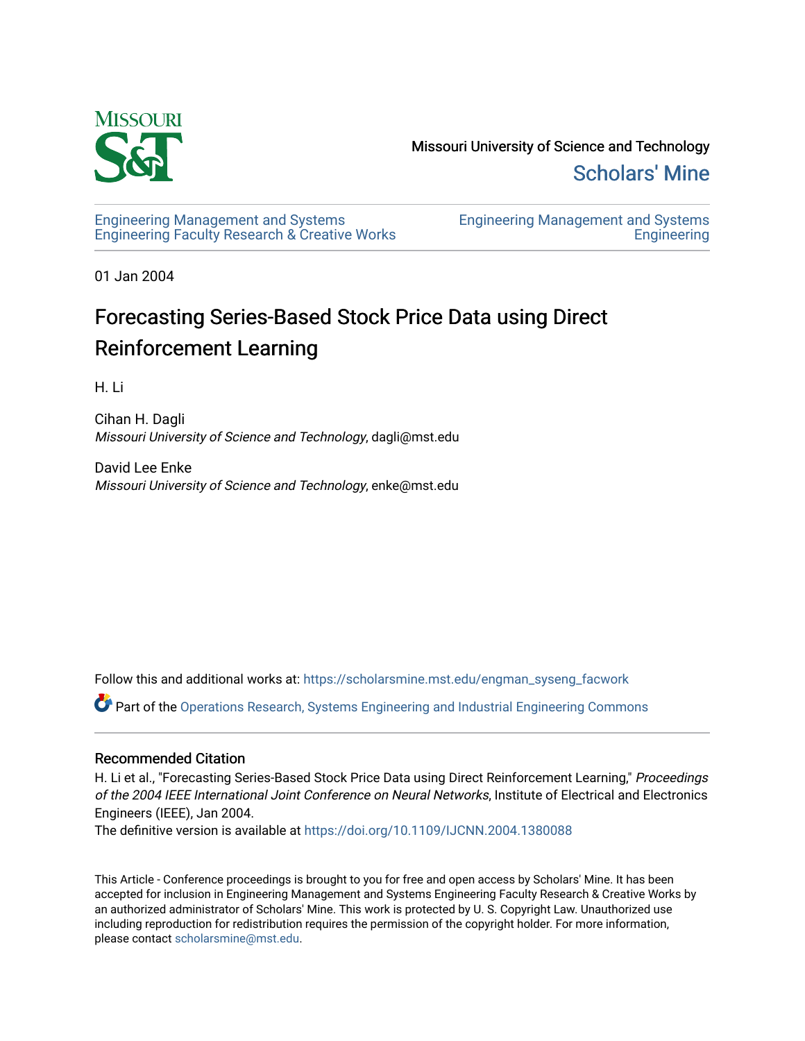Missouri University of Science and Technology

Scholars' Mine

Engineering Management and Systems Engineering Faculty Research & Creative Works

Engineering Management and Systems Engineering

01 Jan 2004

# Forecasting Series-Based Stock Price Data using Direct Reinforcement Learning

H. Li

Cihan H. Dagli
*Missouri University of Science and Technology*, dagli@mst.edu

David Lee Enke
*Missouri University of Science and Technology*, enke@mst.edu

Follow this and additional works at: https://scholarsmine.mst.edu/engman_syseng_facwork

Part of the Operations Research, Systems Engineering and Industrial Engineering Commons

## Recommended Citation

H. Li et al., "Forecasting Series-Based Stock Price Data using Direct Reinforcement Learning," *Proceedings of the 2004 IEEE International Joint Conference on Neural Networks*, Institute of Electrical and Electronics Engineers (IEEE), Jan 2004.
The definitive version is available at https://doi.org/10.1109/IJCNN.2004.1380088

This Article - Conference proceedings is brought to you for free and open access by Scholars' Mine. It has been accepted for inclusion in Engineering Management and Systems Engineering Faculty Research & Creative Works by an authorized administrator of Scholars' Mine. This work is protected by U. S. Copyright Law. Unauthorized use including reproduction for redistribution requires the permission of the copyright holder. For more information, please contact scholarsmine@mst.edu.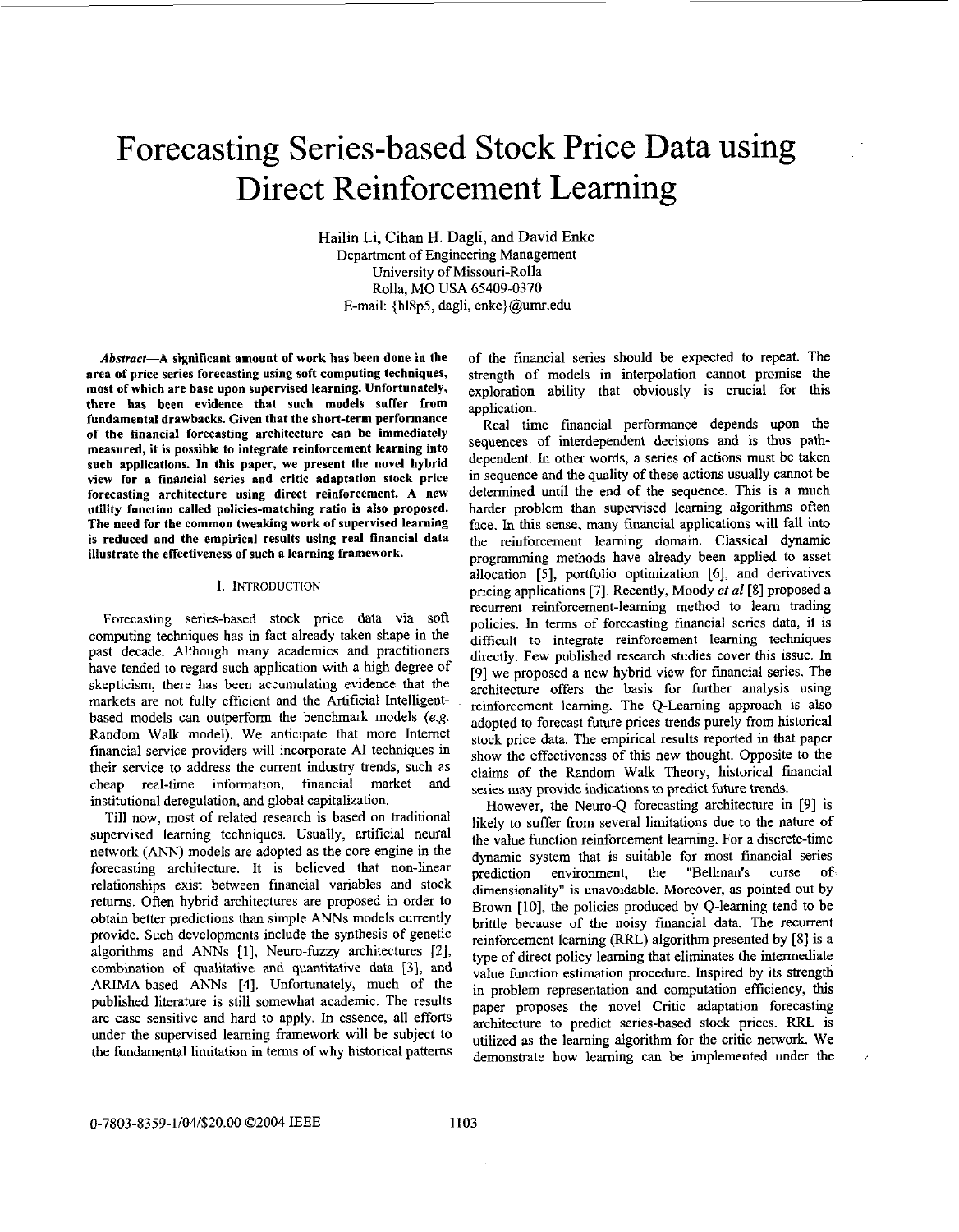# Forecasting Series-based Stock Price Data using Direct Reinforcement Learning

Hailin Li, Cihan H. Dagli, and David Enke
Department of Engineering Management
University of Missouri-Rolla
Rolla, MO USA 65409-0370
E-mail: {hl8p5, dagli, enke}@umr.edu

***Abstract*—A significant amount of work has been done in the area of price series forecasting using soft computing techniques, most of which are base upon supervised learning. Unfortunately, there has been evidence that such models suffer from fundamental drawbacks. Given that the short-term performance of the financial forecasting architecture can be immediately measured, it is possible to integrate reinforcement learning into such applications. In this paper, we present the novel hybrid view for a financial series and critic adaptation stock price forecasting architecture using direct reinforcement. A new utility function called policies-matching ratio is also proposed. The need for the common tweaking work of supervised learning is reduced and the empirical results using real financial data illustrate the effectiveness of such a learning framework.**

## I. INTRODUCTION

Forecasting series-based stock price data via soft computing techniques has in fact already taken shape in the past decade. Although many academics and practitioners have tended to regard such application with a high degree of skepticism, there has been accumulating evidence that the markets are not fully efficient and the Artificial Intelligent-based models can outperform the benchmark models (*e.g.* Random Walk model). We anticipate that more Internet financial service providers will incorporate AI techniques in their service to address the current industry trends, such as cheap real-time information, financial market and institutional deregulation, and global capitalization.

Till now, most of related research is based on traditional supervised learning techniques. Usually, artificial neural network (ANN) models are adopted as the core engine in the forecasting architecture. It is believed that non-linear relationships exist between financial variables and stock returns. Often hybrid architectures are proposed in order to obtain better predictions than simple ANNs models currently provide. Such developments include the synthesis of genetic algorithms and ANNs [1], Neuro-fuzzy architectures [2], combination of qualitative and quantitative data [3], and ARIMA-based ANNs [4]. Unfortunately, much of the published literature is still somewhat academic. The results are case sensitive and hard to apply. In essence, all efforts under the supervised learning framework will be subject to the fundamental limitation in terms of why historical patterns of the financial series should be expected to repeat. The strength of models in interpolation cannot promise the exploration ability that obviously is crucial for this application.

Real time financial performance depends upon the sequences of interdependent decisions and is thus path-dependent. In other words, a series of actions must be taken in sequence and the quality of these actions usually cannot be determined until the end of the sequence. This is a much harder problem than supervised learning algorithms often face. In this sense, many financial applications will fall into the reinforcement learning domain. Classical dynamic programming methods have already been applied to asset allocation [5], portfolio optimization [6], and derivatives pricing applications [7]. Recently, Moody *et al* [8] proposed a recurrent reinforcement-learning method to learn trading policies. In terms of forecasting financial series data, it is difficult to integrate reinforcement learning techniques directly. Few published research studies cover this issue. In [9] we proposed a new hybrid view for financial series. The architecture offers the basis for further analysis using reinforcement learning. The Q-Learning approach is also adopted to forecast future prices trends purely from historical stock price data. The empirical results reported in that paper show the effectiveness of this new thought. Opposite to the claims of the Random Walk Theory, historical financial series may provide indications to predict future trends.

However, the Neuro-Q forecasting architecture in [9] is likely to suffer from several limitations due to the nature of the value function reinforcement learning. For a discrete-time dynamic system that is suitable for most financial series prediction environment, the "Bellman's curse of dimensionality" is unavoidable. Moreover, as pointed out by Brown [10], the policies produced by Q-learning tend to be brittle because of the noisy financial data. The recurrent reinforcement learning (RRL) algorithm presented by [8] is a type of direct policy learning that eliminates the intermediate value function estimation procedure. Inspired by its strength in problem representation and computation efficiency, this paper proposes the novel Critic adaptation forecasting architecture to predict series-based stock prices. RRL is utilized as the learning algorithm for the critic network. We demonstrate how learning can be implemented under the

0-7803-8359-1/04/$20.00 ©2004 IEEE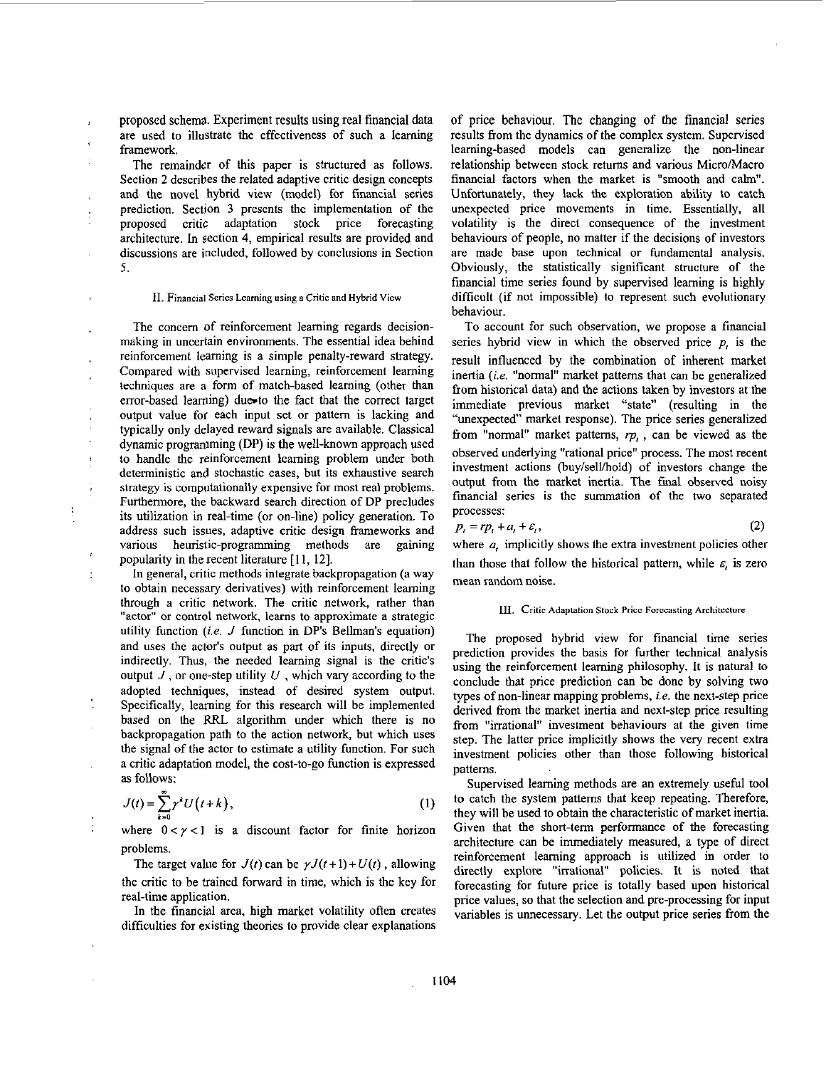proposed schema. Experiment results using real financial data are used to illustrate the effectiveness of such a learning framework.

The remainder of this paper is structured as follows. Section 2 describes the related adaptive critic design concepts and the novel hybrid view (model) for financial series prediction. Section 3 presents the implementation of the proposed critic adaptation stock price forecasting architecture. In section 4, empirical results are provided and discussions are included, followed by conclusions in Section 5.

## II. Financial Series Learning using a Critic and Hybrid View

The concern of reinforcement learning regards decision-making in uncertain environments. The essential idea behind reinforcement learning is a simple penalty-reward strategy. Compared with supervised learning, reinforcement learning techniques are a form of match-based learning (other than error-based learning) due to the fact that the correct target output value for each input set or pattern is lacking and typically only delayed reward signals are available. Classical dynamic programming (DP) is the well-known approach used to handle the reinforcement learning problem under both deterministic and stochastic cases, but its exhaustive search strategy is computationally expensive for most real problems. Furthermore, the backward search direction of DP precludes its utilization in real-time (or on-line) policy generation. To address such issues, adaptive critic design frameworks and various heuristic-programming methods are gaining popularity in the recent literature [11, 12].

In general, critic methods integrate backpropagation (a way to obtain necessary derivatives) with reinforcement learning through a critic network. The critic network, rather than "actor" or control network, learns to approximate a strategic utility function (*i.e.* $J$ function in DP's Bellman's equation) and uses the actor's output as part of its inputs, directly or indirectly. Thus, the needed learning signal is the critic's output $J$, or one-step utility $U$, which vary according to the adopted techniques, instead of desired system output. Specifically, learning for this research will be implemented based on the RRL algorithm under which there is no backpropagation path to the action network, but which uses the signal of the actor to estimate a utility function. For such a critic adaptation model, the cost-to-go function is expressed as follows:

$$J(t)=\sum_{k=0}^{\infty}\gamma^{k}U\left(t+k\right), \tag{1}$$

where $0<\gamma<1$ is a discount factor for finite horizon problems.

The target value for $J(t)$ can be $\gamma J(t+1)+U(t)$, allowing the critic to be trained forward in time, which is the key for real-time application.

In the financial area, high market volatility often creates difficulties for existing theories to provide clear explanations of price behaviour. The changing of the financial series results from the dynamics of the complex system. Supervised learning-based models can generalize the non-linear relationship between stock returns and various Micro/Macro financial factors when the market is "smooth and calm". Unfortunately, they lack the exploration ability to catch unexpected price movements in time. Essentially, all volatility is the direct consequence of the investment behaviours of people, no matter if the decisions of investors are made base upon technical or fundamental analysis. Obviously, the statistically significant structure of the financial time series found by supervised learning is highly difficult (if not impossible) to represent such evolutionary behaviour.

To account for such observation, we propose a financial series hybrid view in which the observed price $p_t$ is the result influenced by the combination of inherent market inertia (*i.e.* "normal" market patterns that can be generalized from historical data) and the actions taken by investors at the immediate previous market "state" (resulting in the "unexpected" market response). The price series generalized from "normal" market patterns, $rp_t$, can be viewed as the observed underlying "rational price" process. The most recent investment actions (buy/sell/hold) of investors change the output from the market inertia. The final observed noisy financial series is the summation of the two separated processes:

$$p_t = rp_t + a_t + \varepsilon_t, \tag{2}$$

where $a_t$ implicitly shows the extra investment policies other than those that follow the historical pattern, while $\varepsilon_t$ is zero mean random noise.

## III. Critic Adaptation Stock Price Forecasting Architecture

The proposed hybrid view for financial time series prediction provides the basis for further technical analysis using the reinforcement learning philosophy. It is natural to conclude that price prediction can be done by solving two types of non-linear mapping problems, *i.e.* the next-step price derived from the market inertia and next-step price resulting from "irrational" investment behaviours at the given time step. The latter price implicitly shows the very recent extra investment policies other than those following historical patterns.

Supervised learning methods are an extremely useful tool to catch the system patterns that keep repeating. Therefore, they will be used to obtain the characteristic of market inertia. Given that the short-term performance of the forecasting architecture can be immediately measured, a type of direct reinforcement learning approach is utilized in order to directly explore "irrational" policies. It is noted that forecasting for future price is totally based upon historical price values, so that the selection and pre-processing for input variables is unnecessary. Let the output price series from the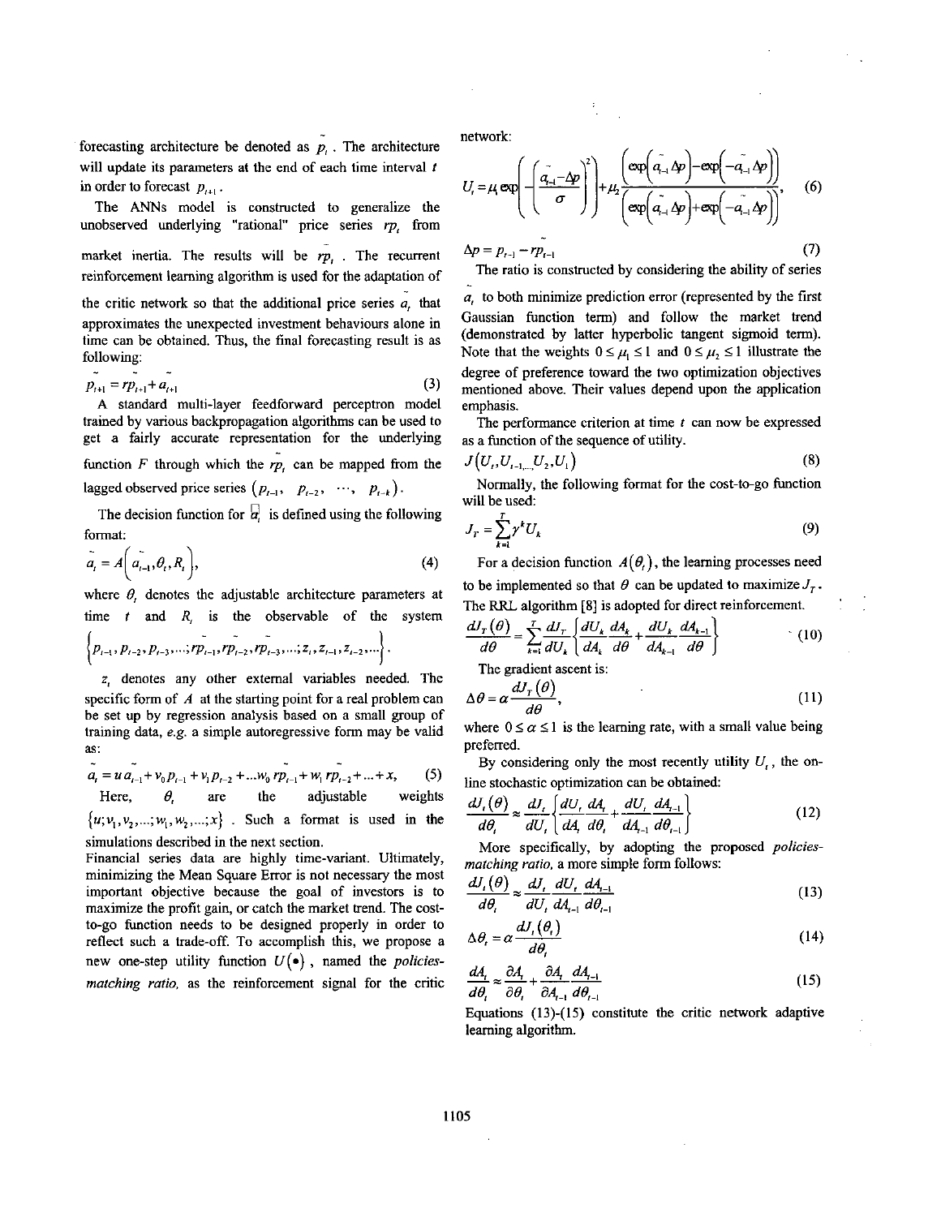forecasting architecture be denoted as $\tilde{p}_t$. The architecture will update its parameters at the end of each time interval $t$ in order to forecast $p_{t+1}$.

The ANNs model is constructed to generalize the unobserved underlying "rational" price series $rp_t$ from market inertia. The results will be $\tilde{rp}_t$. The recurrent reinforcement learning algorithm is used for the adaptation of the critic network so that the additional price series $\tilde{a}_t$ that approximates the unexpected investment behaviours alone in time can be obtained. Thus, the final forecasting result is as following:

$$\tilde{p}_{t+1} = \tilde{rp}_{t+1} + \tilde{a}_{t+1} \tag{3}$$

A standard multi-layer feedforward perceptron model trained by various backpropagation algorithms can be used to get a fairly accurate representation for the underlying function $F$ through which the $\tilde{rp}_t$ can be mapped from the lagged observed price series $(p_{t-1},\ p_{t-2},\ \cdots,\ p_{t-k})$.

The decision function for $\tilde{a}_t$ is defined using the following format:

$$\tilde{a}_t = A\left(\tilde{a}_{t-1}, \theta_t, R_t\right), \tag{4}$$

where $\theta_t$ denotes the adjustable architecture parameters at time $t$ and $R_t$ is the observable of the system $\left\{p_{t-1}, p_{t-2}, p_{t-3}, \ldots; \tilde{rp}_{t-1}, \tilde{rp}_{t-2}, \tilde{rp}_{t-3}, \ldots; z_t, z_{t-1}, z_{t-2}, \ldots\right\}$.

$z_t$ denotes any other external variables needed. The specific form of $A$ at the starting point for a real problem can be set up by regression analysis based on a small group of training data, *e.g.* a simple autoregressive form may be valid as:

$$\tilde{a}_t = u\,\tilde{a}_{t-1} + v_0 p_{t-1} + v_1 p_{t-2} + \ldots w_0\, \tilde{rp}_{t-1} + w_1\, \tilde{rp}_{t-2} + \ldots + x, \tag{5}$$

Here, $\theta_t$ are the adjustable weights $\{u; v_1, v_2, \ldots; w_1, w_2, \ldots; x\}$. Such a format is used in the simulations described in the next section.

Financial series data are highly time-variant. Ultimately, minimizing the Mean Square Error is not necessary the most important objective because the goal of investors is to maximize the profit gain, or catch the market trend. The cost-to-go function needs to be designed properly in order to reflect such a trade-off. To accomplish this, we propose a new one-step utility function $U(\bullet)$, named the *policies-matching ratio*, as the reinforcement signal for the critic network:

$$U_t = \mu_1 \exp\left(-\left(\frac{\tilde{a}_{t-1} - \Delta p}{\sigma}\right)^2\right) + \mu_2 \frac{\left(\exp\left(\tilde{a}_{t-1}\Delta p\right) - \exp\left(-\tilde{a}_{t-1}\Delta p\right)\right)}{\left(\exp\left(\tilde{a}_{t-1}\Delta p\right) + \exp\left(-\tilde{a}_{t-1}\Delta p\right)\right)}, \tag{6}$$

$$\Delta p = p_{t-1} - \tilde{rp}_{t-1} \tag{7}$$

The ratio is constructed by considering the ability of series $\tilde{a}_t$ to both minimize prediction error (represented by the first Gaussian function term) and follow the market trend (demonstrated by latter hyperbolic tangent sigmoid term). Note that the weights $0 \le \mu_1 \le 1$ and $0 \le \mu_2 \le 1$ illustrate the degree of preference toward the two optimization objectives mentioned above. Their values depend upon the application emphasis.

The performance criterion at time $t$ can now be expressed as a function of the sequence of utility.

$$J\left(U_t, U_{t-1}, \ldots, U_2, U_1\right) \tag{8}$$

Normally, the following format for the cost-to-go function will be used:

$$J_T = \sum_{k=1}^{T} \gamma^k U_k \tag{9}$$

For a decision function $A(\theta_t)$, the learning processes need to be implemented so that $\theta$ can be updated to maximize $J_T$. The RRL algorithm [8] is adopted for direct reinforcement.

$$\frac{dJ_T(\theta)}{d\theta} = \sum_{k=1}^{T} \frac{dJ_T}{dU_k}\left\{\frac{dU_k}{dA_k}\frac{dA_k}{d\theta} + \frac{dU_k}{dA_{k-1}}\frac{dA_{k-1}}{d\theta}\right\} \tag{10}$$

The gradient ascent is:

$$\Delta\theta = \alpha \frac{dJ_T(\theta)}{d\theta}, \tag{11}$$

where $0 \le \alpha \le 1$ is the learning rate, with a small value being preferred.

By considering only the most recently utility $U_t$, the on-line stochastic optimization can be obtained:

$$\frac{dJ_t(\theta)}{d\theta_t} \approx \frac{dJ_t}{dU_t}\left\{\frac{dU_t}{dA_t}\frac{dA_t}{d\theta_t} + \frac{dU_t}{dA_{t-1}}\frac{dA_{t-1}}{d\theta_{t-1}}\right\} \tag{12}$$

More specifically, by adopting the proposed *policies-matching ratio*, a more simple form follows:

$$\frac{dJ_t(\theta)}{d\theta_t} \approx \frac{dJ_t}{dU_t}\frac{dU_t}{dA_{t-1}}\frac{dA_{t-1}}{d\theta_{t-1}} \tag{13}$$

$$\Delta\theta_t = \alpha \frac{dJ_t(\theta_t)}{d\theta_t} \tag{14}$$

$$\frac{dA_t}{d\theta_t} \approx \frac{\partial A_t}{\partial \theta_t} + \frac{\partial A_t}{\partial A_{t-1}}\frac{dA_{t-1}}{d\theta_{t-1}} \tag{15}$$

Equations (13)-(15) constitute the critic network adaptive learning algorithm.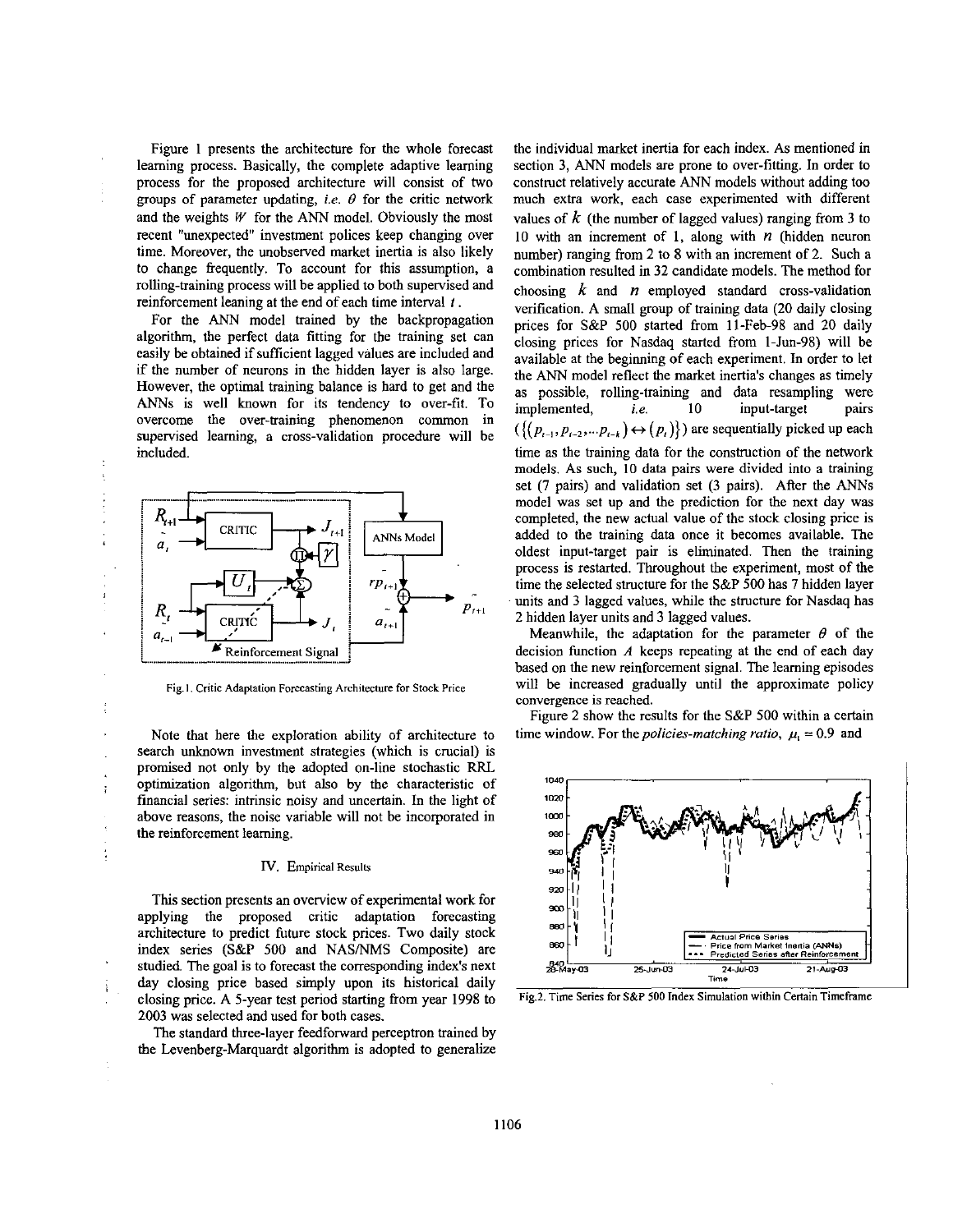Figure 1 presents the architecture for the whole forecast learning process. Basically, the complete adaptive learning process for the proposed architecture will consist of two groups of parameter updating, *i.e.* $\theta$ for the critic network and the weights $W$ for the ANN model. Obviously the most recent "unexpected" investment polices keep changing over time. Moreover, the unobserved market inertia is also likely to change frequently. To account for this assumption, a rolling-training process will be applied to both supervised and reinforcement leaning at the end of each time interval $t$.

For the ANN model trained by the backpropagation algorithm, the perfect data fitting for the training set can easily be obtained if sufficient lagged values are included and if the number of neurons in the hidden layer is also large. However, the optimal training balance is hard to get and the ANNs is well known for its tendency to over-fit. To overcome the over-training phenomenon common in supervised learning, a cross-validation procedure will be included.

Fig.1. Critic Adaptation Forecasting Architecture for Stock Price

Note that here the exploration ability of architecture to search unknown investment strategies (which is crucial) is promised not only by the adopted on-line stochastic RRL optimization algorithm, but also by the characteristic of financial series: intrinsic noisy and uncertain. In the light of above reasons, the noise variable will not be incorporated in the reinforcement learning.

## IV. Empirical Results

This section presents an overview of experimental work for applying the proposed critic adaptation forecasting architecture to predict future stock prices. Two daily stock index series (S&P 500 and NAS/NMS Composite) are studied. The goal is to forecast the corresponding index's next day closing price based simply upon its historical daily closing price. A 5-year test period starting from year 1998 to 2003 was selected and used for both cases.

The standard three-layer feedforward perceptron trained by the Levenberg-Marquardt algorithm is adopted to generalize the individual market inertia for each index. As mentioned in section 3, ANN models are prone to over-fitting. In order to construct relatively accurate ANN models without adding too much extra work, each case experimented with different values of $k$ (the number of lagged values) ranging from 3 to 10 with an increment of 1, along with $n$ (hidden neuron number) ranging from 2 to 8 with an increment of 2. Such a combination resulted in 32 candidate models. The method for choosing $k$ and $n$ employed standard cross-validation verification. A small group of training data (20 daily closing prices for S&P 500 started from 11-Feb-98 and 20 daily closing prices for Nasdaq started from 1-Jun-98) will be available at the beginning of each experiment. In order to let the ANN model reflect the market inertia's changes as timely as possible, rolling-training and data resampling were implemented, *i.e.* 10 input-target pairs $(\{(p_{t-1}, p_{t-2}, \ldots p_{t-k}) \leftrightarrow (p_t)\})$ are sequentially picked up each time as the training data for the construction of the network models. As such, 10 data pairs were divided into a training set (7 pairs) and validation set (3 pairs). After the ANNs model was set up and the prediction for the next day was completed, the new actual value of the stock closing price is added to the training data once it becomes available. The oldest input-target pair is eliminated. Then the training process is restarted. Throughout the experiment, most of the time the selected structure for the S&P 500 has 7 hidden layer units and 3 lagged values, while the structure for Nasdaq has 2 hidden layer units and 3 lagged values.

Meanwhile, the adaptation for the parameter $\theta$ of the decision function $A$ keeps repeating at the end of each day based on the new reinforcement signal. The learning episodes will be increased gradually until the approximate policy convergence is reached.

Figure 2 show the results for the S&P 500 within a certain time window. For the *policies-matching ratio*, $\mu_1 = 0.9$ and

Fig.2. Time Series for S&P 500 Index Simulation within Certain Timeframe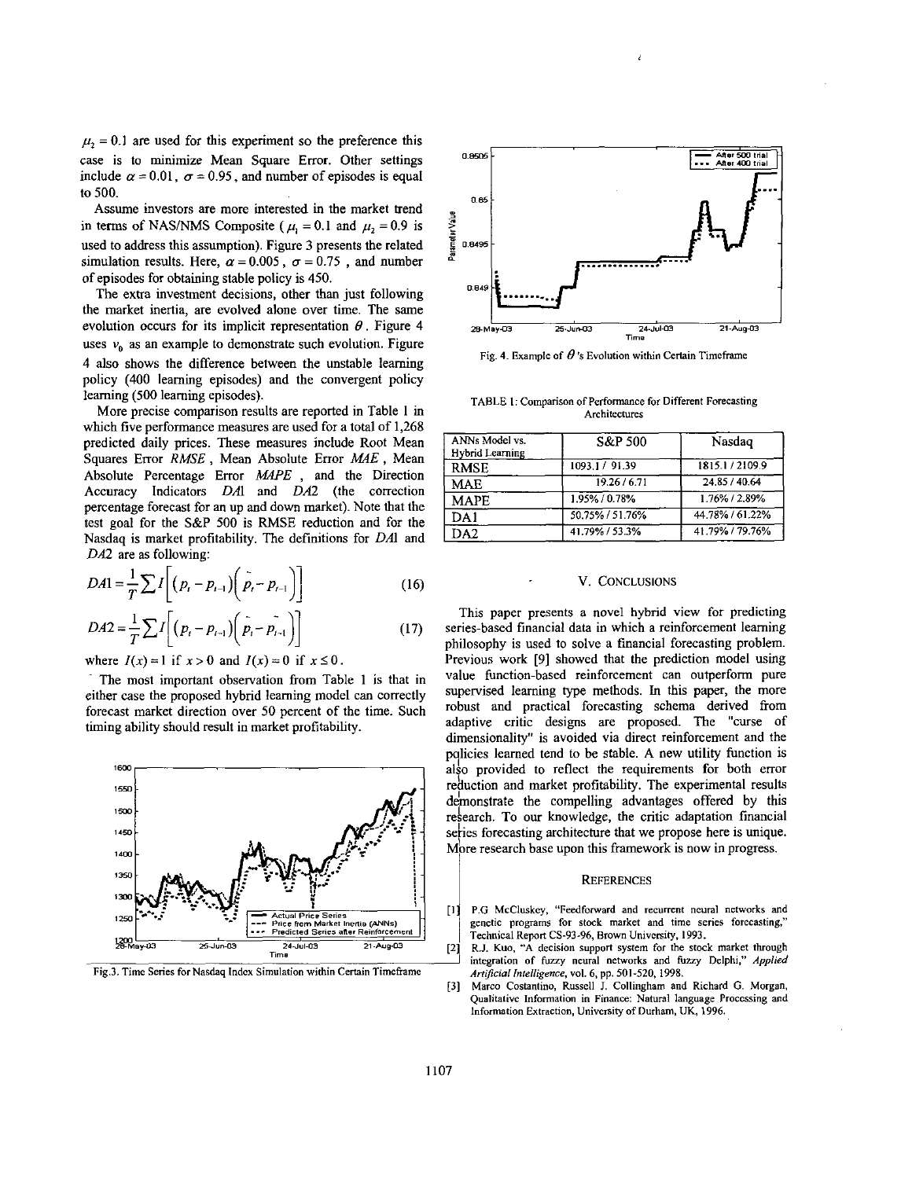$\mu_2 = 0.1$ are used for this experiment so the preference this case is to minimize Mean Square Error. Other settings include $\alpha = 0.01$, $\sigma = 0.95$, and number of episodes is equal to 500.

Assume investors are more interested in the market trend in terms of NAS/NMS Composite ($\mu_1 = 0.1$ and $\mu_2 = 0.9$ is used to address this assumption). Figure 3 presents the related simulation results. Here, $\alpha = 0.005$, $\sigma = 0.75$, and number of episodes for obtaining stable policy is 450.

The extra investment decisions, other than just following the market inertia, are evolved alone over time. The same evolution occurs for its implicit representation $\theta$. Figure 4 uses $v_0$ as an example to demonstrate such evolution. Figure 4 also shows the difference between the unstable learning policy (400 learning episodes) and the convergent policy learning (500 learning episodes).

More precise comparison results are reported in Table 1 in which five performance measures are used for a total of 1,268 predicted daily prices. These measures include Root Mean Squares Error *RMSE*, Mean Absolute Error *MAE*, Mean Absolute Percentage Error *MAPE*, and the Direction Accuracy Indicators *DA*1 and *DA*2 (the correction percentage forecast for an up and down market). Note that the test goal for the S&P 500 is RMSE reduction and for the Nasdaq is market profitability. The definitions for *DA*1 and *DA*2 are as following:

$$DA1 = \frac{1}{T}\sum I\left[(p_t - p_{t-1})\left(\hat{p}_t - p_{t-1}\right)\right] \tag{16}$$

$$DA2 = \frac{1}{T}\sum I\left[(p_t - p_{t-1})\left(\hat{p}_t - \hat{p}_{t-1}\right)\right] \tag{17}$$

where $I(x) = 1$ if $x > 0$ and $I(x) = 0$ if $x \leq 0$.

The most important observation from Table 1 is that in either case the proposed hybrid learning model can correctly forecast market direction over 50 percent of the time. Such timing ability should result in market profitability.

Fig.3. Time Series for Nasdaq Index Simulation within Certain Timeframe

Fig. 4. Example of $\theta$'s Evolution within Certain Timeframe

TABLE 1: Comparison of Performance for Different Forecasting Architectures

| ANNs Model vs. Hybrid Learning | S&P 500 | Nasdaq |
|---|---|---|
| RMSE | 1093.1 / 91.39 | 1815.1 / 2109.9 |
| MAE | 19.26 / 6.71 | 24.85 / 40.64 |
| MAPE | 1.95% / 0.78% | 1.76% / 2.89% |
| DA1 | 50.75% / 51.76% | 44.78% / 61.22% |
| DA2 | 41.79% / 53.3% | 41.79% / 79.76% |

## V. Conclusions

This paper presents a novel hybrid view for predicting series-based financial data in which a reinforcement learning philosophy is used to solve a financial forecasting problem. Previous work [9] showed that the prediction model using value function-based reinforcement can outperform pure supervised learning type methods. In this paper, the more robust and practical forecasting schema derived from adaptive critic designs are proposed. The "curse of dimensionality" is avoided via direct reinforcement and the policies learned tend to be stable. A new utility function is also provided to reflect the requirements for both error reduction and market profitability. The experimental results demonstrate the compelling advantages offered by this research. To our knowledge, the critic adaptation financial series forecasting architecture that we propose here is unique. More research base upon this framework is now in progress.

## References

[1] P.G McCluskey, "Feedforward and recurrent neural networks and genetic programs for stock market and time series forecasting," Technical Report CS-93-96, Brown University, 1993.

[2] R.J. Kuo, "A decision support system for the stock market through integration of fuzzy neural networks and fuzzy Delphi," *Applied Artificial Intelligence*, vol. 6, pp. 501-520, 1998.

[3] Marco Costantino, Russell J. Collingham and Richard G. Morgan, Qualitative Information in Finance: Natural language Processing and Information Extraction, University of Durham, UK, 1996.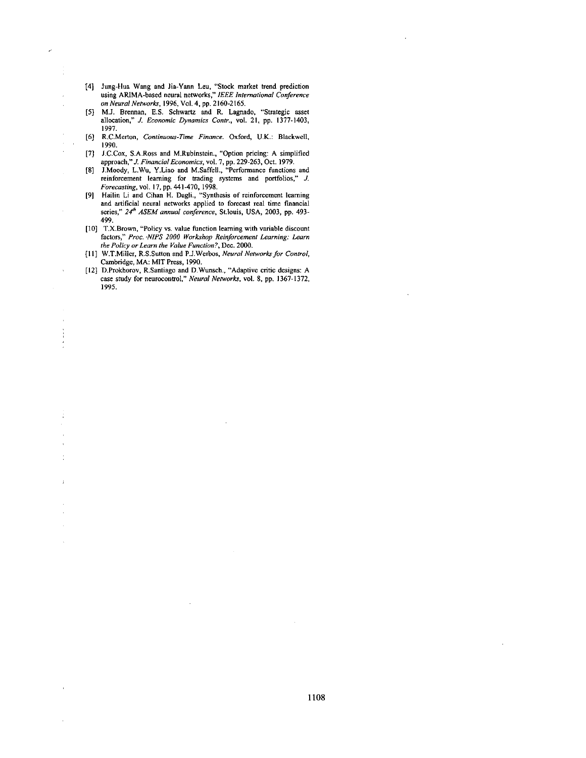[4] Jung-Hua Wang and Jia-Yann Leu, "Stock market trend prediction using ARIMA-based neural networks," *IEEE International Conference on Neural Networks*, 1996, Vol. 4, pp. 2160-2165.

[5] M.J. Brennan, E.S. Schwartz and R. Lagnado, "Strategic asset allocation," *J. Economic Dynamics Contr.*, vol. 21, pp. 1377-1403, 1997.

[6] R.C.Merton, *Continuous-Time Finance*. Oxford, U.K.: Blackwell, 1990.

[7] J.C.Cox, S.A.Ross and M.Rubinstein., "Option pricing: A simplified approach," *J. Financial Economics*, vol. 7, pp. 229-263, Oct. 1979.

[8] J.Moody, L.Wu, Y.Liao and M.Saffell., "Performance functions and reinforcement learning for trading systems and portfolios," *J. Forecasting*, vol. 17, pp. 441-470, 1998.

[9] Hailin Li and Cihan H. Dagli., "Synthesis of reinforcement learning and artificial neural networks applied to forecast real time financial series," *24th ASEM annual conference*, St.louis, USA, 2003, pp. 493-499.

[10] T.X.Brown, "Policy vs. value function learning with variable discount factors," *Proc. NIPS 2000 Workshop Reinforcement Learning: Learn the Policy or Learn the Value Function?*, Dec. 2000.

[11] W.T.Miller, R.S.Sutton and P.J.Werbos, *Neural Networks for Control*, Cambridge, MA: MIT Press, 1990.

[12] D.Prokhorov, R.Santiago and D.Wunsch., "Adaptive critic designs: A case study for neurocontrol," *Neural Networks*, vol. 8, pp. 1367-1372, 1995.